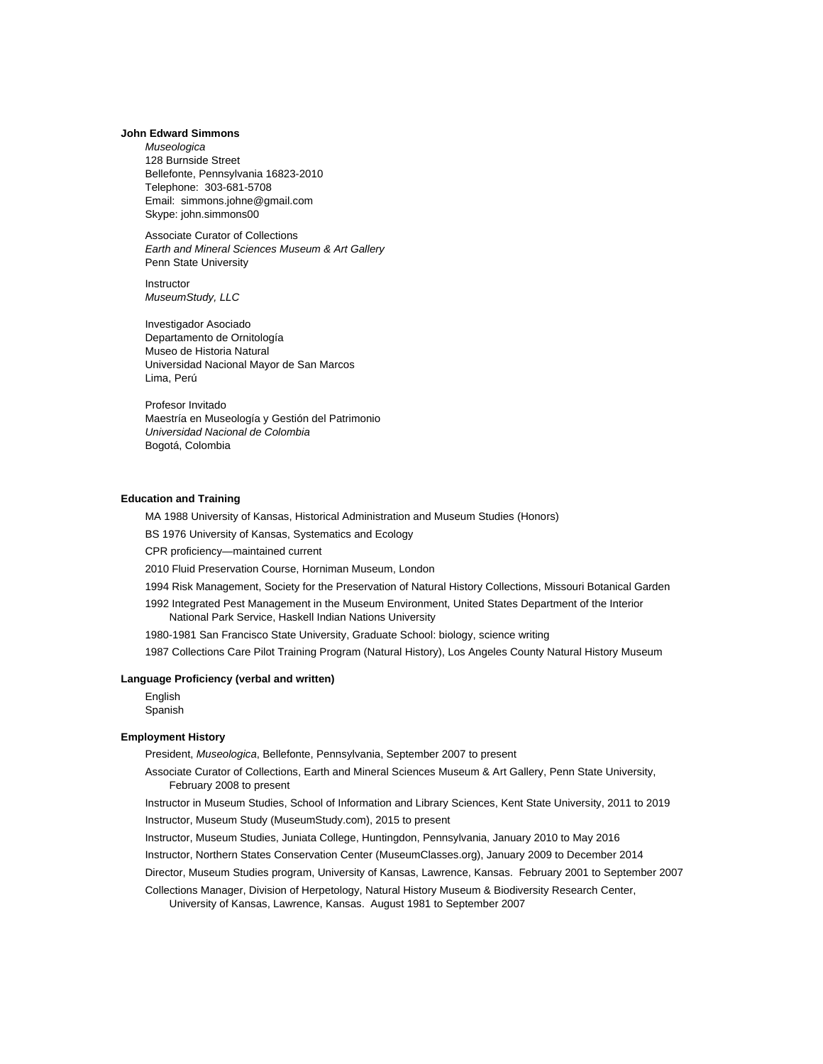**John Edward Simmons**

*Museologica*
128 Burnside Street
Bellefonte, Pennsylvania 16823-2010
Telephone: 303-681-5708
Email: simmons.johne@gmail.com
Skype: john.simmons00

Associate Curator of Collections
*Earth and Mineral Sciences Museum & Art Gallery*
Penn State University

Instructor
*MuseumStudy, LLC*

Investigador Asociado
Departamento de Ornitología
Museo de Historia Natural
Universidad Nacional Mayor de San Marcos
Lima, Perú

Profesor Invitado
Maestría en Museología y Gestión del Patrimonio
*Universidad Nacional de Colombia*
Bogotá, Colombia

**Education and Training**

MA 1988 University of Kansas, Historical Administration and Museum Studies (Honors)

BS 1976 University of Kansas, Systematics and Ecology

CPR proficiency—maintained current

2010 Fluid Preservation Course, Horniman Museum, London

1994 Risk Management, Society for the Preservation of Natural History Collections, Missouri Botanical Garden

1992 Integrated Pest Management in the Museum Environment, United States Department of the Interior National Park Service, Haskell Indian Nations University

1980-1981 San Francisco State University, Graduate School: biology, science writing

1987 Collections Care Pilot Training Program (Natural History), Los Angeles County Natural History Museum

**Language Proficiency (verbal and written)**

English
Spanish

**Employment History**

President, *Museologica*, Bellefonte, Pennsylvania, September 2007 to present

Associate Curator of Collections, Earth and Mineral Sciences Museum & Art Gallery, Penn State University, February 2008 to present

Instructor in Museum Studies, School of Information and Library Sciences, Kent State University, 2011 to 2019

Instructor, Museum Study (MuseumStudy.com), 2015 to present

Instructor, Museum Studies, Juniata College, Huntingdon, Pennsylvania, January 2010 to May 2016

Instructor, Northern States Conservation Center (MuseumClasses.org), January 2009 to December 2014

Director, Museum Studies program, University of Kansas, Lawrence, Kansas. February 2001 to September 2007

Collections Manager, Division of Herpetology, Natural History Museum & Biodiversity Research Center, University of Kansas, Lawrence, Kansas. August 1981 to September 2007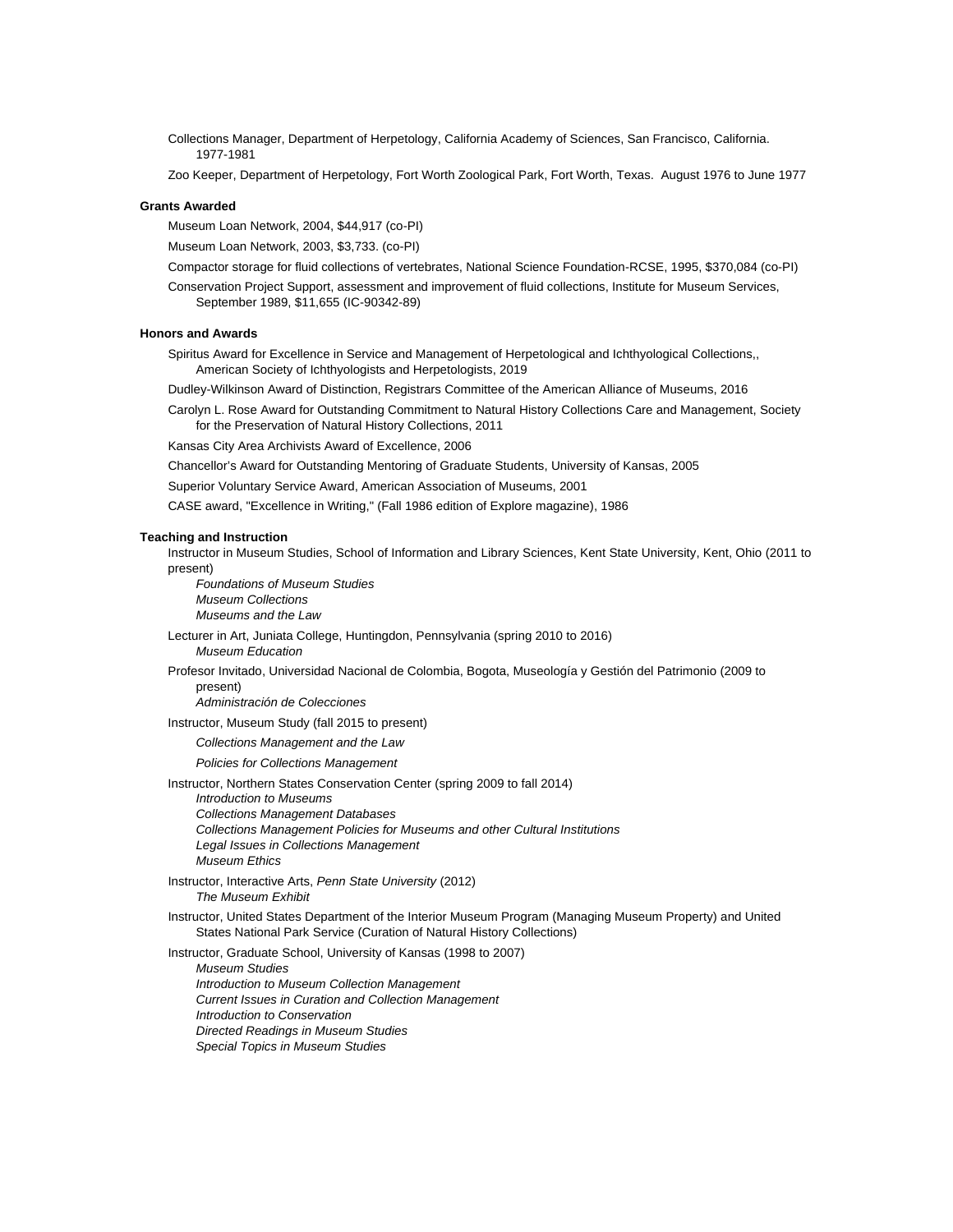Collections Manager, Department of Herpetology, California Academy of Sciences, San Francisco, California. 1977-1981

Zoo Keeper, Department of Herpetology, Fort Worth Zoological Park, Fort Worth, Texas. August 1976 to June 1977

**Grants Awarded**

Museum Loan Network, 2004, $44,917 (co-PI)

Museum Loan Network, 2003, $3,733. (co-PI)

Compactor storage for fluid collections of vertebrates, National Science Foundation-RCSE, 1995, $370,084 (co-PI)

Conservation Project Support, assessment and improvement of fluid collections, Institute for Museum Services, September 1989, $11,655 (IC-90342-89)

**Honors and Awards**

Spiritus Award for Excellence in Service and Management of Herpetological and Ichthyological Collections,, American Society of Ichthyologists and Herpetologists, 2019

Dudley-Wilkinson Award of Distinction, Registrars Committee of the American Alliance of Museums, 2016

Carolyn L. Rose Award for Outstanding Commitment to Natural History Collections Care and Management, Society for the Preservation of Natural History Collections, 2011

Kansas City Area Archivists Award of Excellence, 2006

Chancellor's Award for Outstanding Mentoring of Graduate Students, University of Kansas, 2005

Superior Voluntary Service Award, American Association of Museums, 2001

CASE award, "Excellence in Writing," (Fall 1986 edition of Explore magazine), 1986

**Teaching and Instruction**

Instructor in Museum Studies, School of Information and Library Sciences, Kent State University, Kent, Ohio (2011 to present)
*Foundations of Museum Studies*
*Museum Collections*
*Museums and the Law*

Lecturer in Art, Juniata College, Huntingdon, Pennsylvania (spring 2010 to 2016)
*Museum Education*

Profesor Invitado, Universidad Nacional de Colombia, Bogota, Museología y Gestión del Patrimonio (2009 to present)
*Administración de Colecciones*

Instructor, Museum Study (fall 2015 to present)
*Collections Management and the Law*
*Policies for Collections Management*

Instructor, Northern States Conservation Center (spring 2009 to fall 2014)
*Introduction to Museums*
*Collections Management Databases*
*Collections Management Policies for Museums and other Cultural Institutions*
*Legal Issues in Collections Management*
*Museum Ethics*

Instructor, Interactive Arts, *Penn State University* (2012)
*The Museum Exhibit*

Instructor, United States Department of the Interior Museum Program (Managing Museum Property) and United States National Park Service (Curation of Natural History Collections)

Instructor, Graduate School, University of Kansas (1998 to 2007)
*Museum Studies*
*Introduction to Museum Collection Management*
*Current Issues in Curation and Collection Management*
*Introduction to Conservation*
*Directed Readings in Museum Studies*
*Special Topics in Museum Studies*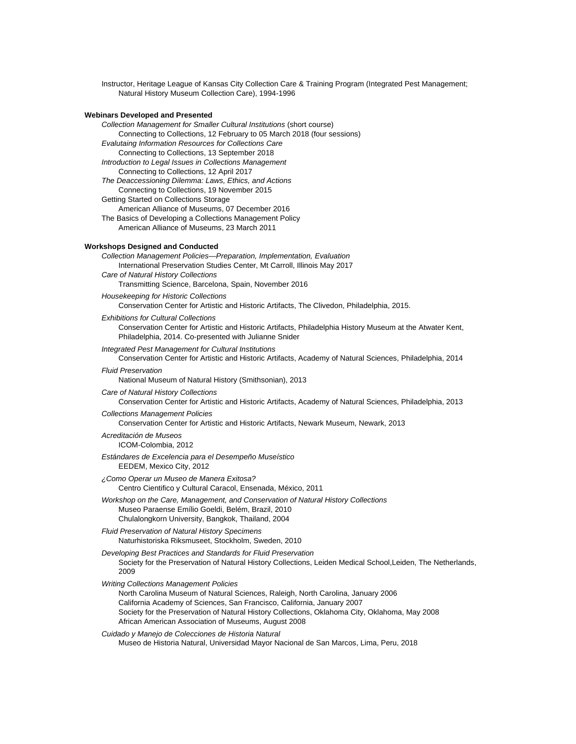Instructor, Heritage League of Kansas City Collection Care & Training Program (Integrated Pest Management; Natural History Museum Collection Care), 1994-1996

**Webinars Developed and Presented**

*Collection Management for Smaller Cultural Institutions* (short course)
Connecting to Collections, 12 February to 05 March 2018 (four sessions)

*Evalutaing Information Resources for Collections Care*
Connecting to Collections, 13 September 2018

*Introduction to Legal Issues in Collections Management*
Connecting to Collections, 12 April 2017

*The Deaccessioning Dilemma: Laws, Ethics, and Actions*
Connecting to Collections, 19 November 2015

Getting Started on Collections Storage
American Alliance of Museums, 07 December 2016

The Basics of Developing a Collections Management Policy
American Alliance of Museums, 23 March 2011

**Workshops Designed and Conducted**

*Collection Management Policies—Preparation, Implementation, Evaluation*
International Preservation Studies Center, Mt Carroll, Illinois May 2017

*Care of Natural History Collections*
Transmitting Science, Barcelona, Spain, November 2016

*Housekeeping for Historic Collections*
Conservation Center for Artistic and Historic Artifacts, The Clivedon, Philadelphia, 2015.

*Exhibitions for Cultural Collections*
Conservation Center for Artistic and Historic Artifacts, Philadelphia History Museum at the Atwater Kent, Philadelphia, 2014. Co-presented with Julianne Snider

*Integrated Pest Management for Cultural Institutions*
Conservation Center for Artistic and Historic Artifacts, Academy of Natural Sciences, Philadelphia, 2014

*Fluid Preservation*
National Museum of Natural History (Smithsonian), 2013

*Care of Natural History Collections*
Conservation Center for Artistic and Historic Artifacts, Academy of Natural Sciences, Philadelphia, 2013

*Collections Management Policies*
Conservation Center for Artistic and Historic Artifacts, Newark Museum, Newark, 2013

*Acreditación de Museos*
ICOM-Colombia, 2012

*Estándares de Excelencia para el Desempeño Museístico*
EEDEM, Mexico City, 2012

*¿Como Operar un Museo de Manera Exitosa?*
Centro Cientifico y Cultural Caracol, Ensenada, México, 2011

*Workshop on the Care, Management, and Conservation of Natural History Collections*
Museo Paraense Emílio Goeldi, Belém, Brazil, 2010
Chulalongkorn University, Bangkok, Thailand, 2004

*Fluid Preservation of Natural History Specimens*
Naturhistoriska Riksmuseet, Stockholm, Sweden, 2010

*Developing Best Practices and Standards for Fluid Preservation*
Society for the Preservation of Natural History Collections, Leiden Medical School,Leiden, The Netherlands, 2009

*Writing Collections Management Policies*
North Carolina Museum of Natural Sciences, Raleigh, North Carolina, January 2006
California Academy of Sciences, San Francisco, California, January 2007
Society for the Preservation of Natural History Collections, Oklahoma City, Oklahoma, May 2008
African American Association of Museums, August 2008

*Cuidado y Manejo de Colecciones de Historia Natural*
Museo de Historia Natural, Universidad Mayor Nacional de San Marcos, Lima, Peru, 2018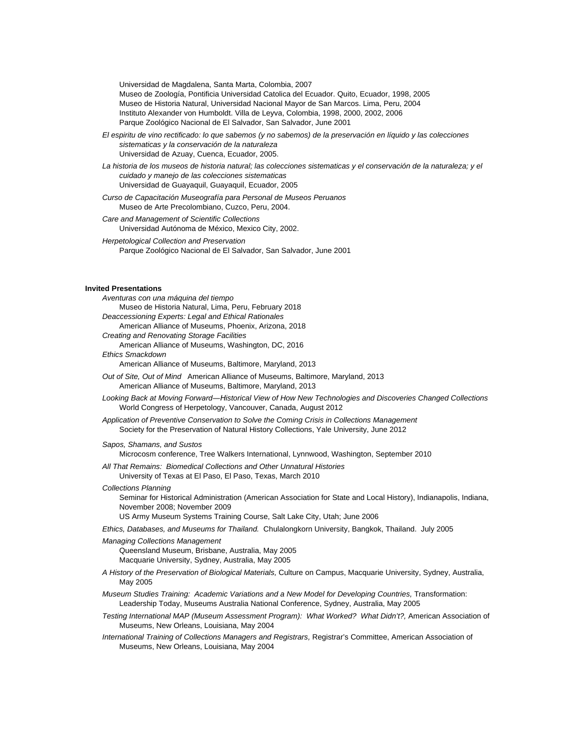Universidad de Magdalena, Santa Marta, Colombia, 2007
Museo de Zoología, Pontificia Universidad Catolica del Ecuador. Quito, Ecuador, 1998, 2005
Museo de Historia Natural, Universidad Nacional Mayor de San Marcos. Lima, Peru, 2004
Instituto Alexander von Humboldt. Villa de Leyva, Colombia, 1998, 2000, 2002, 2006
Parque Zoológico Nacional de El Salvador, San Salvador, June 2001

*El espiritu de vino rectificado: lo que sabemos (y no sabemos) de la preservación en líquido y las colecciones sistematicas y la conservación de la naturaleza*
Universidad de Azuay, Cuenca, Ecuador, 2005.

*La historia de los museos de historia natural; las colecciones sistematicas y el conservación de la naturaleza; y el cuidado y manejo de las colecciones sistematicas*
Universidad de Guayaquil, Guayaquil, Ecuador, 2005

*Curso de Capacitación Museografía para Personal de Museos Peruanos*
Museo de Arte Precolombiano, Cuzco, Peru, 2004.

*Care and Management of Scientific Collections*
Universidad Autónoma de México, Mexico City, 2002.

*Herpetological Collection and Preservation*
Parque Zoológico Nacional de El Salvador, San Salvador, June 2001

**Invited Presentations**

*Aventuras con una máquina del tiempo*
Museo de Historia Natural, Lima, Peru, February 2018

*Deaccessioning Experts: Legal and Ethical Rationales*
American Alliance of Museums, Phoenix, Arizona, 2018

*Creating and Renovating Storage Facilities*
American Alliance of Museums, Washington, DC, 2016

*Ethics Smackdown*
American Alliance of Museums, Baltimore, Maryland, 2013

*Out of Site, Out of Mind* American Alliance of Museums, Baltimore, Maryland, 2013
American Alliance of Museums, Baltimore, Maryland, 2013

*Looking Back at Moving Forward—Historical View of How New Technologies and Discoveries Changed Collections*
World Congress of Herpetology, Vancouver, Canada, August 2012

*Application of Preventive Conservation to Solve the Coming Crisis in Collections Management*
Society for the Preservation of Natural History Collections, Yale University, June 2012

*Sapos, Shamans, and Sustos*
Microcosm conference, Tree Walkers International, Lynnwood, Washington, September 2010

*All That Remains: Biomedical Collections and Other Unnatural Histories*
University of Texas at El Paso, El Paso, Texas, March 2010

*Collections Planning*
Seminar for Historical Administration (American Association for State and Local History), Indianapolis, Indiana, November 2008; November 2009
US Army Museum Systems Training Course, Salt Lake City, Utah; June 2006

*Ethics, Databases, and Museums for Thailand.* Chulalongkorn University, Bangkok, Thailand. July 2005

*Managing Collections Management*
Queensland Museum, Brisbane, Australia, May 2005
Macquarie University, Sydney, Australia, May 2005

*A History of the Preservation of Biological Materials,* Culture on Campus, Macquarie University, Sydney, Australia, May 2005

*Museum Studies Training: Academic Variations and a New Model for Developing Countries,* Transformation: Leadership Today, Museums Australia National Conference, Sydney, Australia, May 2005

*Testing International MAP (Museum Assessment Program): What Worked? What Didn't?,* American Association of Museums, New Orleans, Louisiana, May 2004

*International Training of Collections Managers and Registrars,* Registrar's Committee, American Association of Museums, New Orleans, Louisiana, May 2004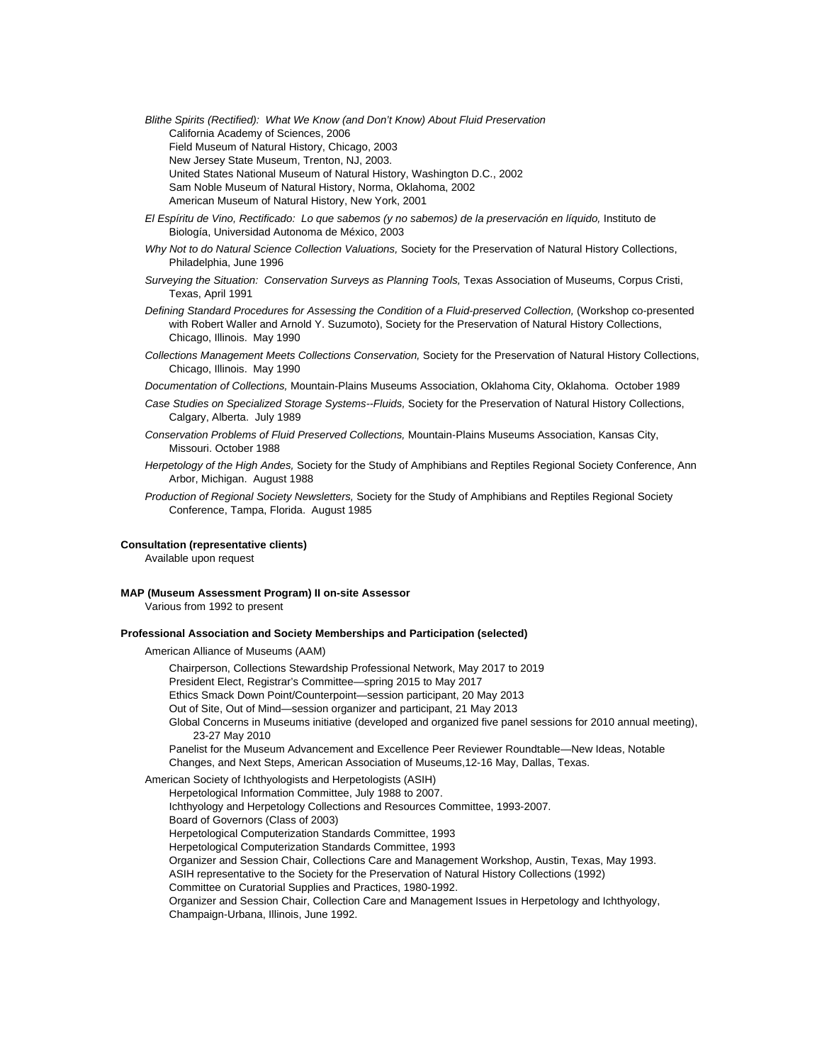*Blithe Spirits (Rectified): What We Know (and Don't Know) About Fluid Preservation*
California Academy of Sciences, 2006
Field Museum of Natural History, Chicago, 2003
New Jersey State Museum, Trenton, NJ, 2003.
United States National Museum of Natural History, Washington D.C., 2002
Sam Noble Museum of Natural History, Norma, Oklahoma, 2002
American Museum of Natural History, New York, 2001

*El Espíritu de Vino, Rectificado: Lo que sabemos (y no sabemos) de la preservación en líquido,* Instituto de Biología, Universidad Autonoma de México, 2003

*Why Not to do Natural Science Collection Valuations,* Society for the Preservation of Natural History Collections, Philadelphia, June 1996

*Surveying the Situation: Conservation Surveys as Planning Tools,* Texas Association of Museums, Corpus Cristi, Texas, April 1991

*Defining Standard Procedures for Assessing the Condition of a Fluid-preserved Collection,* (Workshop co-presented with Robert Waller and Arnold Y. Suzumoto), Society for the Preservation of Natural History Collections, Chicago, Illinois. May 1990

*Collections Management Meets Collections Conservation,* Society for the Preservation of Natural History Collections, Chicago, Illinois. May 1990

*Documentation of Collections,* Mountain-Plains Museums Association, Oklahoma City, Oklahoma. October 1989

*Case Studies on Specialized Storage Systems--Fluids,* Society for the Preservation of Natural History Collections, Calgary, Alberta. July 1989

*Conservation Problems of Fluid Preserved Collections,* Mountain-Plains Museums Association, Kansas City, Missouri. October 1988

*Herpetology of the High Andes,* Society for the Study of Amphibians and Reptiles Regional Society Conference, Ann Arbor, Michigan. August 1988

*Production of Regional Society Newsletters,* Society for the Study of Amphibians and Reptiles Regional Society Conference, Tampa, Florida. August 1985

**Consultation (representative clients)**

Available upon request

**MAP (Museum Assessment Program) II on-site Assessor**

Various from 1992 to present

**Professional Association and Society Memberships and Participation (selected)**

American Alliance of Museums (AAM)

- Chairperson, Collections Stewardship Professional Network, May 2017 to 2019
- President Elect, Registrar's Committee—spring 2015 to May 2017
- Ethics Smack Down Point/Counterpoint—session participant, 20 May 2013
- Out of Site, Out of Mind—session organizer and participant, 21 May 2013
- Global Concerns in Museums initiative (developed and organized five panel sessions for 2010 annual meeting), 23-27 May 2010
- Panelist for the Museum Advancement and Excellence Peer Reviewer Roundtable—New Ideas, Notable Changes, and Next Steps, American Association of Museums,12-16 May, Dallas, Texas.

American Society of Ichthyologists and Herpetologists (ASIH)

- Herpetological Information Committee, July 1988 to 2007.
- Ichthyology and Herpetology Collections and Resources Committee, 1993-2007.
- Board of Governors (Class of 2003)
- Herpetological Computerization Standards Committee, 1993
- Herpetological Computerization Standards Committee, 1993
- Organizer and Session Chair, Collections Care and Management Workshop, Austin, Texas, May 1993.
- ASIH representative to the Society for the Preservation of Natural History Collections (1992)
- Committee on Curatorial Supplies and Practices, 1980-1992.
- Organizer and Session Chair, Collection Care and Management Issues in Herpetology and Ichthyology, Champaign-Urbana, Illinois, June 1992.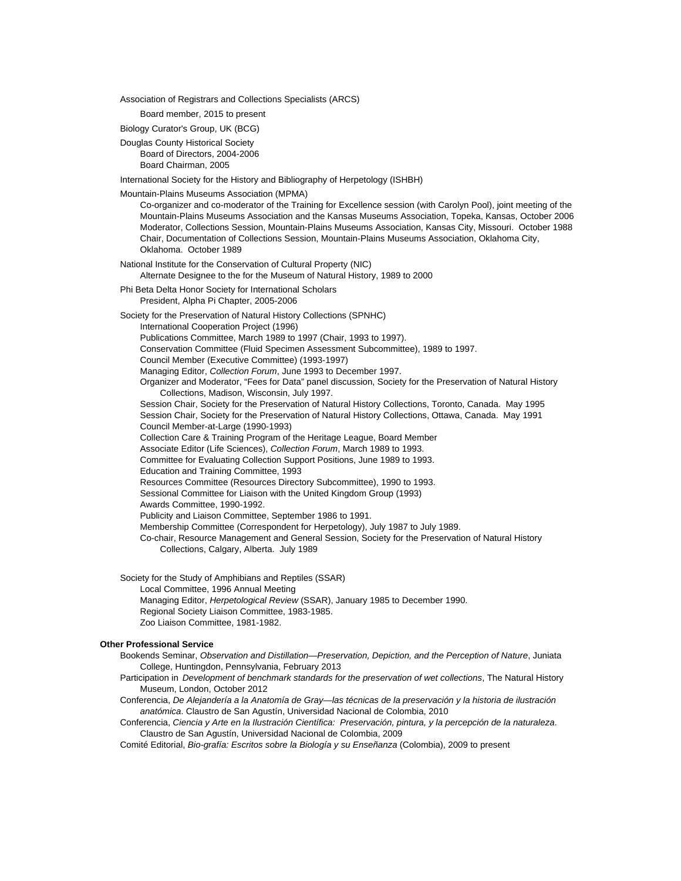Association of Registrars and Collections Specialists (ARCS)

- Board member, 2015 to present

Biology Curator's Group, UK (BCG)

Douglas County Historical Society

- Board of Directors, 2004-2006
- Board Chairman, 2005

International Society for the History and Bibliography of Herpetology (ISHBH)

Mountain-Plains Museums Association (MPMA)

- Co-organizer and co-moderator of the Training for Excellence session (with Carolyn Pool), joint meeting of the Mountain-Plains Museums Association and the Kansas Museums Association, Topeka, Kansas, October 2006
- Moderator, Collections Session, Mountain-Plains Museums Association, Kansas City, Missouri. October 1988
- Chair, Documentation of Collections Session, Mountain-Plains Museums Association, Oklahoma City, Oklahoma. October 1989

National Institute for the Conservation of Cultural Property (NIC)

- Alternate Designee to the for the Museum of Natural History, 1989 to 2000

Phi Beta Delta Honor Society for International Scholars

- President, Alpha Pi Chapter, 2005-2006

Society for the Preservation of Natural History Collections (SPNHC)

- International Cooperation Project (1996)
- Publications Committee, March 1989 to 1997 (Chair, 1993 to 1997).
- Conservation Committee (Fluid Specimen Assessment Subcommittee), 1989 to 1997.
- Council Member (Executive Committee) (1993-1997)
- Managing Editor, *Collection Forum*, June 1993 to December 1997.
- Organizer and Moderator, "Fees for Data" panel discussion, Society for the Preservation of Natural History Collections, Madison, Wisconsin, July 1997.
- Session Chair, Society for the Preservation of Natural History Collections, Toronto, Canada. May 1995
- Session Chair, Society for the Preservation of Natural History Collections, Ottawa, Canada. May 1991
- Council Member-at-Large (1990-1993)
- Collection Care & Training Program of the Heritage League, Board Member
- Associate Editor (Life Sciences), *Collection Forum*, March 1989 to 1993.
- Committee for Evaluating Collection Support Positions, June 1989 to 1993.
- Education and Training Committee, 1993
- Resources Committee (Resources Directory Subcommittee), 1990 to 1993.
- Sessional Committee for Liaison with the United Kingdom Group (1993)
- Awards Committee, 1990-1992.
- Publicity and Liaison Committee, September 1986 to 1991.
- Membership Committee (Correspondent for Herpetology), July 1987 to July 1989.
- Co-chair, Resource Management and General Session, Society for the Preservation of Natural History Collections, Calgary, Alberta. July 1989

Society for the Study of Amphibians and Reptiles (SSAR)

- Local Committee, 1996 Annual Meeting
- Managing Editor, *Herpetological Review* (SSAR), January 1985 to December 1990.
- Regional Society Liaison Committee, 1983-1985.
- Zoo Liaison Committee, 1981-1982.

**Other Professional Service**

- Bookends Seminar, *Observation and Distillation—Preservation, Depiction, and the Perception of Nature*, Juniata College, Huntingdon, Pennsylvania, February 2013
- Participation in *Development of benchmark standards for the preservation of wet collections*, The Natural History Museum, London, October 2012
- Conferencia, *De Alejandería a la Anatomía de Gray—las técnicas de la preservación y la historia de ilustración anatómica*. Claustro de San Agustín, Universidad Nacional de Colombia, 2010
- Conferencia, *Ciencia y Arte en la Ilustración Científica: Preservación, pintura, y la percepción de la naturaleza*. Claustro de San Agustín, Universidad Nacional de Colombia, 2009
- Comité Editorial, *Bio-grafía: Escritos sobre la Biología y su Enseñanza* (Colombia), 2009 to present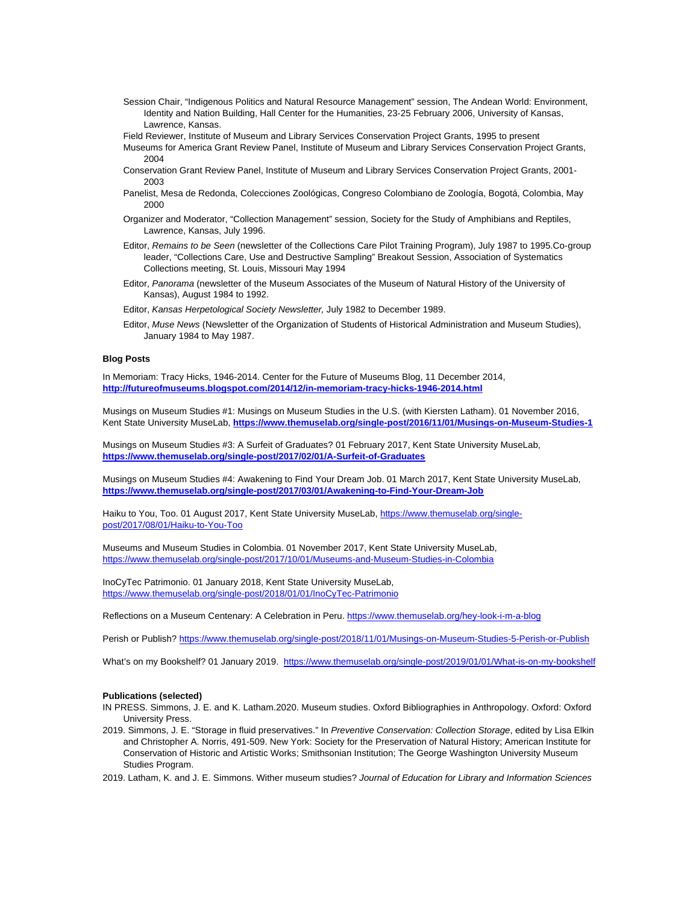Session Chair, "Indigenous Politics and Natural Resource Management" session, The Andean World: Environment, Identity and Nation Building, Hall Center for the Humanities, 23-25 February 2006, University of Kansas, Lawrence, Kansas.

Field Reviewer, Institute of Museum and Library Services Conservation Project Grants, 1995 to present

Museums for America Grant Review Panel, Institute of Museum and Library Services Conservation Project Grants, 2004

Conservation Grant Review Panel, Institute of Museum and Library Services Conservation Project Grants, 2001-2003

Panelist, Mesa de Redonda, Colecciones Zoológicas, Congreso Colombiano de Zoología, Bogotá, Colombia, May 2000

Organizer and Moderator, "Collection Management" session, Society for the Study of Amphibians and Reptiles, Lawrence, Kansas, July 1996.

Editor, *Remains to be Seen* (newsletter of the Collections Care Pilot Training Program), July 1987 to 1995.Co-group leader, "Collections Care, Use and Destructive Sampling" Breakout Session, Association of Systematics Collections meeting, St. Louis, Missouri May 1994

Editor, *Panorama* (newsletter of the Museum Associates of the Museum of Natural History of the University of Kansas), August 1984 to 1992.

Editor, *Kansas Herpetological Society Newsletter,* July 1982 to December 1989.

Editor, *Muse News* (Newsletter of the Organization of Students of Historical Administration and Museum Studies), January 1984 to May 1987.

**Blog Posts**

In Memoriam: Tracy Hicks, 1946-2014. Center for the Future of Museums Blog, 11 December 2014, **http://futureofmuseums.blogspot.com/2014/12/in-memoriam-tracy-hicks-1946-2014.html**

Musings on Museum Studies #1: Musings on Museum Studies in the U.S. (with Kiersten Latham). 01 November 2016, Kent State University MuseLab, **https://www.themuselab.org/single-post/2016/11/01/Musings-on-Museum-Studies-1**

Musings on Museum Studies #3: A Surfeit of Graduates? 01 February 2017, Kent State University MuseLab, **https://www.themuselab.org/single-post/2017/02/01/A-Surfeit-of-Graduates**

Musings on Museum Studies #4: Awakening to Find Your Dream Job. 01 March 2017, Kent State University MuseLab, **https://www.themuselab.org/single-post/2017/03/01/Awakening-to-Find-Your-Dream-Job**

Haiku to You, Too. 01 August 2017, Kent State University MuseLab, https://www.themuselab.org/single-post/2017/08/01/Haiku-to-You-Too

Museums and Museum Studies in Colombia. 01 November 2017, Kent State University MuseLab, https://www.themuselab.org/single-post/2017/10/01/Museums-and-Museum-Studies-in-Colombia

InoCyTec Patrimonio. 01 January 2018, Kent State University MuseLab, https://www.themuselab.org/single-post/2018/01/01/InoCyTec-Patrimonio

Reflections on a Museum Centenary: A Celebration in Peru. https://www.themuselab.org/hey-look-i-m-a-blog

Perish or Publish? https://www.themuselab.org/single-post/2018/11/01/Musings-on-Museum-Studies-5-Perish-or-Publish

What's on my Bookshelf? 01 January 2019. https://www.themuselab.org/single-post/2019/01/01/What-is-on-my-bookshelf

**Publications (selected)**

IN PRESS. Simmons, J. E. and K. Latham.2020. Museum studies. Oxford Bibliographies in Anthropology. Oxford: Oxford University Press.

2019. Simmons, J. E. "Storage in fluid preservatives." In *Preventive Conservation: Collection Storage*, edited by Lisa Elkin and Christopher A. Norris, 491-509. New York: Society for the Preservation of Natural History; American Institute for Conservation of Historic and Artistic Works; Smithsonian Institution; The George Washington University Museum Studies Program.

2019. Latham, K. and J. E. Simmons. Wither museum studies? *Journal of Education for Library and Information Sciences*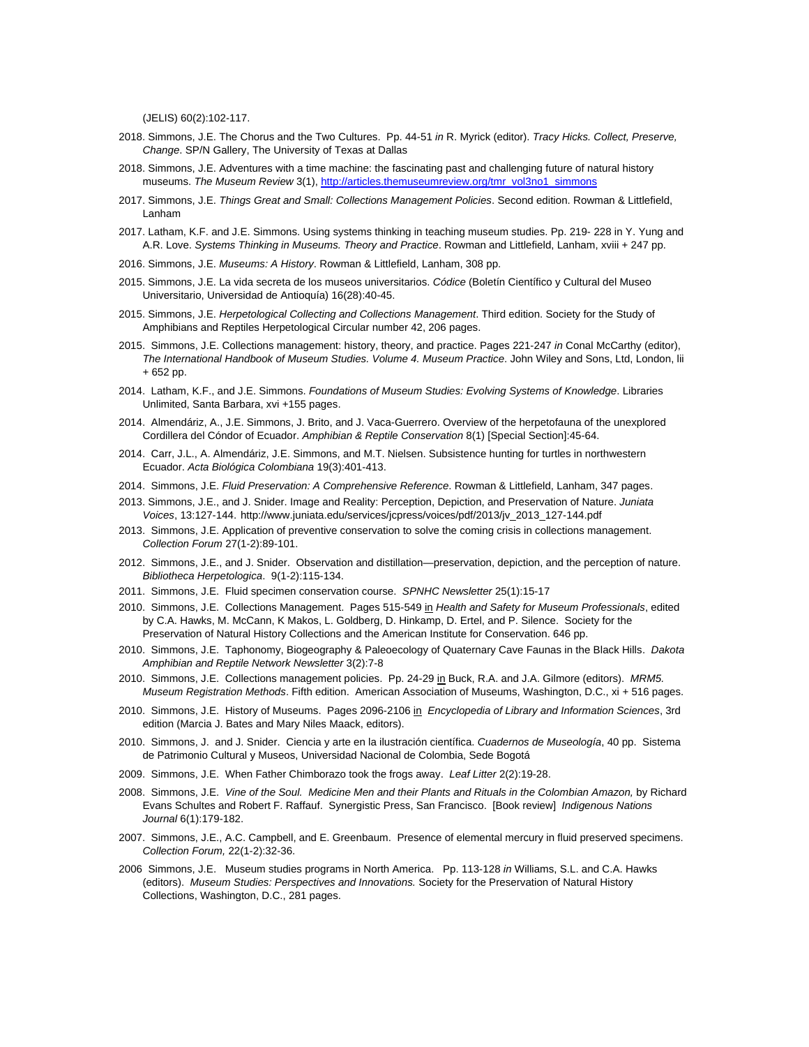(JELIS) 60(2):102-117.

2018. Simmons, J.E. The Chorus and the Two Cultures. Pp. 44-51 *in* R. Myrick (editor). *Tracy Hicks. Collect, Preserve, Change*. SP/N Gallery, The University of Texas at Dallas

2018. Simmons, J.E. Adventures with a time machine: the fascinating past and challenging future of natural history museums. *The Museum Review* 3(1), http://articles.themuseumreview.org/tmr_vol3no1_simmons

2017. Simmons, J.E. *Things Great and Small: Collections Management Policies*. Second edition. Rowman & Littlefield, Lanham

2017. Latham, K.F. and J.E. Simmons. Using systems thinking in teaching museum studies. Pp. 219- 228 in Y. Yung and A.R. Love. *Systems Thinking in Museums. Theory and Practice*. Rowman and Littlefield, Lanham, xviii + 247 pp.

2016. Simmons, J.E. *Museums: A History*. Rowman & Littlefield, Lanham, 308 pp.

2015. Simmons, J.E. La vida secreta de los museos universitarios. *Códice* (Boletín Científico y Cultural del Museo Universitario, Universidad de Antioquía) 16(28):40-45.

2015. Simmons, J.E. *Herpetological Collecting and Collections Management*. Third edition. Society for the Study of Amphibians and Reptiles Herpetological Circular number 42, 206 pages.

2015. Simmons, J.E. Collections management: history, theory, and practice. Pages 221-247 *in* Conal McCarthy (editor), *The International Handbook of Museum Studies. Volume 4. Museum Practice*. John Wiley and Sons, Ltd, London, lii + 652 pp.

2014. Latham, K.F., and J.E. Simmons. *Foundations of Museum Studies: Evolving Systems of Knowledge*. Libraries Unlimited, Santa Barbara, xvi +155 pages.

2014. Almendáriz, A., J.E. Simmons, J. Brito, and J. Vaca-Guerrero. Overview of the herpetofauna of the unexplored Cordillera del Cóndor of Ecuador. *Amphibian & Reptile Conservation* 8(1) [Special Section]:45-64.

2014. Carr, J.L., A. Almendáriz, J.E. Simmons, and M.T. Nielsen. Subsistence hunting for turtles in northwestern Ecuador. *Acta Biológica Colombiana* 19(3):401-413.

2014. Simmons, J.E. *Fluid Preservation: A Comprehensive Reference*. Rowman & Littlefield, Lanham, 347 pages.

2013. Simmons, J.E., and J. Snider. Image and Reality: Perception, Depiction, and Preservation of Nature. *Juniata Voices*, 13:127-144. http://www.juniata.edu/services/jcpress/voices/pdf/2013/jv_2013_127-144.pdf

2013. Simmons, J.E. Application of preventive conservation to solve the coming crisis in collections management. *Collection Forum* 27(1-2):89-101.

2012. Simmons, J.E., and J. Snider. Observation and distillation—preservation, depiction, and the perception of nature. *Bibliotheca Herpetologica*. 9(1-2):115-134.

2011. Simmons, J.E. Fluid specimen conservation course. *SPNHC Newsletter* 25(1):15-17

2010. Simmons, J.E. Collections Management. Pages 515-549 in *Health and Safety for Museum Professionals*, edited by C.A. Hawks, M. McCann, K Makos, L. Goldberg, D. Hinkamp, D. Ertel, and P. Silence. Society for the Preservation of Natural History Collections and the American Institute for Conservation. 646 pp.

2010. Simmons, J.E. Taphonomy, Biogeography & Paleoecology of Quaternary Cave Faunas in the Black Hills. *Dakota Amphibian and Reptile Network Newsletter* 3(2):7-8

2010. Simmons, J.E. Collections management policies. Pp. 24-29 in Buck, R.A. and J.A. Gilmore (editors). *MRM5. Museum Registration Methods*. Fifth edition. American Association of Museums, Washington, D.C., xi + 516 pages.

2010. Simmons, J.E. History of Museums. Pages 2096-2106 in *Encyclopedia of Library and Information Sciences*, 3rd edition (Marcia J. Bates and Mary Niles Maack, editors).

2010. Simmons, J. and J. Snider. Ciencia y arte en la ilustración científica. *Cuadernos de Museología*, 40 pp. Sistema de Patrimonio Cultural y Museos, Universidad Nacional de Colombia, Sede Bogotá

2009. Simmons, J.E. When Father Chimborazo took the frogs away. *Leaf Litter* 2(2):19-28.

2008. Simmons, J.E. *Vine of the Soul. Medicine Men and their Plants and Rituals in the Colombian Amazon,* by Richard Evans Schultes and Robert F. Raffauf. Synergistic Press, San Francisco. [Book review] *Indigenous Nations Journal* 6(1):179-182.

2007. Simmons, J.E., A.C. Campbell, and E. Greenbaum. Presence of elemental mercury in fluid preserved specimens. *Collection Forum,* 22(1-2):32-36.

2006 Simmons, J.E. Museum studies programs in North America. Pp. 113-128 *in* Williams, S.L. and C.A. Hawks (editors). *Museum Studies: Perspectives and Innovations.* Society for the Preservation of Natural History Collections, Washington, D.C., 281 pages.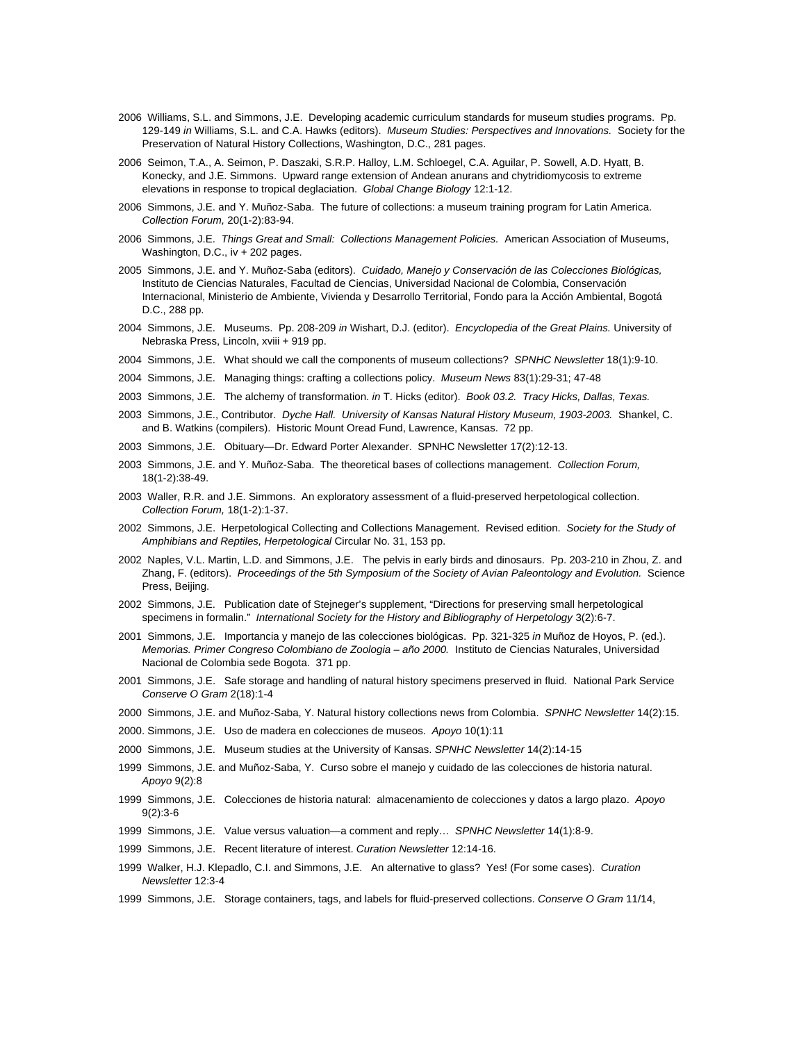2006 Williams, S.L. and Simmons, J.E. Developing academic curriculum standards for museum studies programs. Pp. 129-149 *in* Williams, S.L. and C.A. Hawks (editors). *Museum Studies: Perspectives and Innovations.* Society for the Preservation of Natural History Collections, Washington, D.C., 281 pages.

2006 Seimon, T.A., A. Seimon, P. Daszaki, S.R.P. Halloy, L.M. Schloegel, C.A. Aguilar, P. Sowell, A.D. Hyatt, B. Konecky, and J.E. Simmons. Upward range extension of Andean anurans and chytridiomycosis to extreme elevations in response to tropical deglaciation. *Global Change Biology* 12:1-12.

2006 Simmons, J.E. and Y. Muñoz-Saba. The future of collections: a museum training program for Latin America. *Collection Forum,* 20(1-2):83-94.

2006 Simmons, J.E. *Things Great and Small: Collections Management Policies.* American Association of Museums, Washington, D.C., iv + 202 pages.

2005 Simmons, J.E. and Y. Muñoz-Saba (editors). *Cuidado, Manejo y Conservación de las Colecciones Biológicas,* Instituto de Ciencias Naturales, Facultad de Ciencias, Universidad Nacional de Colombia, Conservación Internacional, Ministerio de Ambiente, Vivienda y Desarrollo Territorial, Fondo para la Acción Ambiental, Bogotá D.C., 288 pp.

2004 Simmons, J.E. Museums. Pp. 208-209 *in* Wishart, D.J. (editor). *Encyclopedia of the Great Plains.* University of Nebraska Press, Lincoln, xviii + 919 pp.

2004 Simmons, J.E. What should we call the components of museum collections? *SPNHC Newsletter* 18(1):9-10.

2004 Simmons, J.E. Managing things: crafting a collections policy. *Museum News* 83(1):29-31; 47-48

2003 Simmons, J.E. The alchemy of transformation. *in* T. Hicks (editor). *Book 03.2. Tracy Hicks, Dallas, Texas.*

2003 Simmons, J.E., Contributor. *Dyche Hall. University of Kansas Natural History Museum, 1903-2003.* Shankel, C. and B. Watkins (compilers). Historic Mount Oread Fund, Lawrence, Kansas. 72 pp.

2003 Simmons, J.E. Obituary—Dr. Edward Porter Alexander. SPNHC Newsletter 17(2):12-13.

2003 Simmons, J.E. and Y. Muñoz-Saba. The theoretical bases of collections management. *Collection Forum,* 18(1-2):38-49.

2003 Waller, R.R. and J.E. Simmons. An exploratory assessment of a fluid-preserved herpetological collection. *Collection Forum,* 18(1-2):1-37.

2002 Simmons, J.E. Herpetological Collecting and Collections Management. Revised edition. *Society for the Study of Amphibians and Reptiles, Herpetological* Circular No. 31, 153 pp.

2002 Naples, V.L. Martin, L.D. and Simmons, J.E. The pelvis in early birds and dinosaurs. Pp. 203-210 in Zhou, Z. and Zhang, F. (editors). *Proceedings of the 5th Symposium of the Society of Avian Paleontology and Evolution.* Science Press, Beijing.

2002 Simmons, J.E. Publication date of Stejneger's supplement, "Directions for preserving small herpetological specimens in formalin." *International Society for the History and Bibliography of Herpetology* 3(2):6-7.

2001 Simmons, J.E. Importancia y manejo de las colecciones biológicas. Pp. 321-325 *in* Muñoz de Hoyos, P. (ed.). *Memorias. Primer Congreso Colombiano de Zoologia – año 2000.* Instituto de Ciencias Naturales, Universidad Nacional de Colombia sede Bogota. 371 pp.

2001 Simmons, J.E. Safe storage and handling of natural history specimens preserved in fluid. National Park Service *Conserve O Gram* 2(18):1-4

2000 Simmons, J.E. and Muñoz-Saba, Y. Natural history collections news from Colombia. *SPNHC Newsletter* 14(2):15.

2000. Simmons, J.E. Uso de madera en colecciones de museos. *Apoyo* 10(1):11

2000 Simmons, J.E. Museum studies at the University of Kansas. *SPNHC Newsletter* 14(2):14-15

1999 Simmons, J.E. and Muñoz-Saba, Y. Curso sobre el manejo y cuidado de las colecciones de historia natural. *Apoyo* 9(2):8

1999 Simmons, J.E. Colecciones de historia natural: almacenamiento de colecciones y datos a largo plazo. *Apoyo* 9(2):3-6

1999 Simmons, J.E. Value versus valuation—a comment and reply… *SPNHC Newsletter* 14(1):8-9.

1999 Simmons, J.E. Recent literature of interest. *Curation Newsletter* 12:14-16.

1999 Walker, H.J. Klepadlo, C.I. and Simmons, J.E. An alternative to glass? Yes! (For some cases). *Curation Newsletter* 12:3-4

1999 Simmons, J.E. Storage containers, tags, and labels for fluid-preserved collections. *Conserve O Gram* 11/14,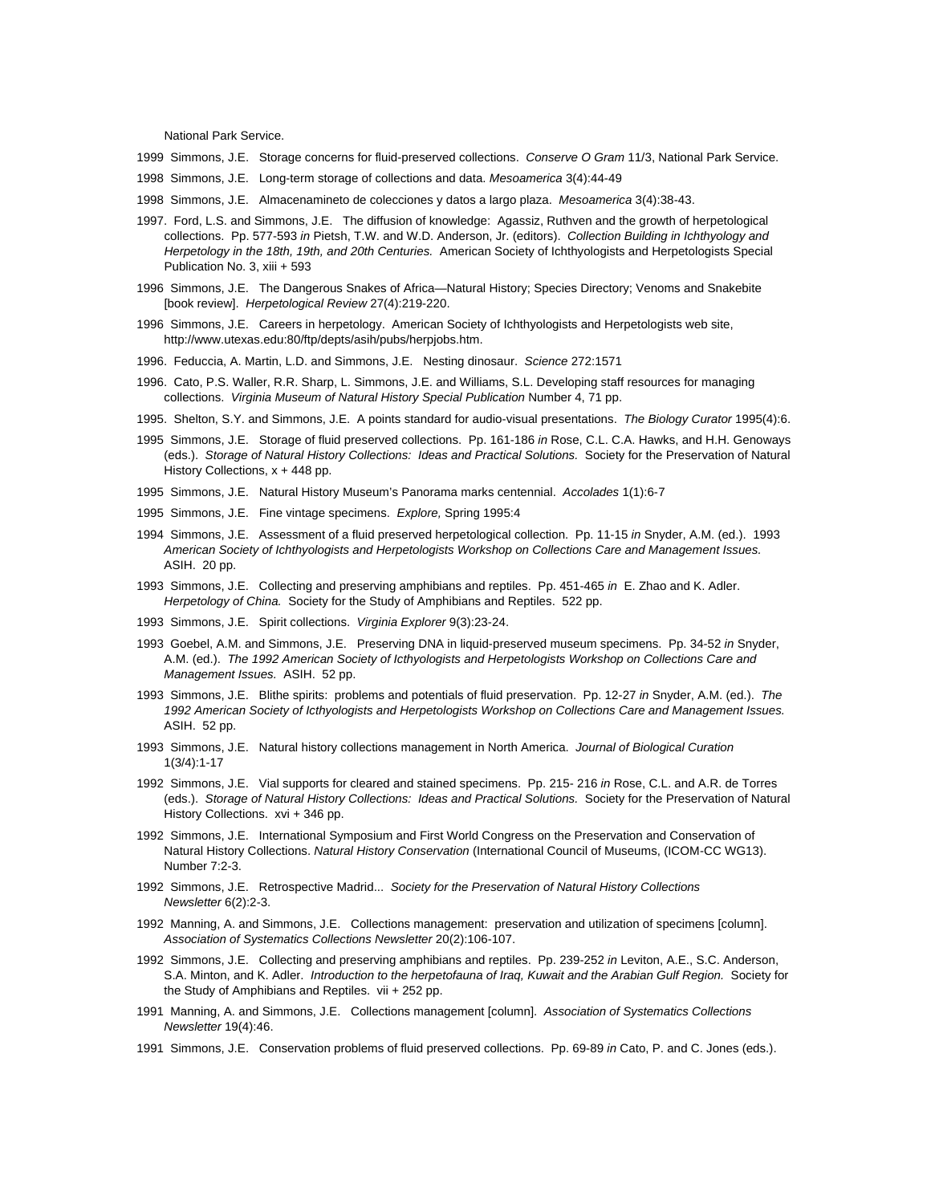National Park Service.

1999 Simmons, J.E. Storage concerns for fluid-preserved collections. *Conserve O Gram* 11/3, National Park Service.

1998 Simmons, J.E. Long-term storage of collections and data. *Mesoamerica* 3(4):44-49

1998 Simmons, J.E. Almacenamineto de colecciones y datos a largo plaza. *Mesoamerica* 3(4):38-43.

1997. Ford, L.S. and Simmons, J.E. The diffusion of knowledge: Agassiz, Ruthven and the growth of herpetological collections. Pp. 577-593 *in* Pietsh, T.W. and W.D. Anderson, Jr. (editors). *Collection Building in Ichthyology and Herpetology in the 18th, 19th, and 20th Centuries.* American Society of Ichthyologists and Herpetologists Special Publication No. 3, xiii + 593

1996 Simmons, J.E. The Dangerous Snakes of Africa—Natural History; Species Directory; Venoms and Snakebite [book review]. *Herpetological Review* 27(4):219-220.

1996 Simmons, J.E. Careers in herpetology. American Society of Ichthyologists and Herpetologists web site, http://www.utexas.edu:80/ftp/depts/asih/pubs/herpjobs.htm.

1996. Feduccia, A. Martin, L.D. and Simmons, J.E. Nesting dinosaur. *Science* 272:1571

1996. Cato, P.S. Waller, R.R. Sharp, L. Simmons, J.E. and Williams, S.L. Developing staff resources for managing collections. *Virginia Museum of Natural History Special Publication* Number 4, 71 pp.

1995. Shelton, S.Y. and Simmons, J.E. A points standard for audio-visual presentations. *The Biology Curator* 1995(4):6.

1995 Simmons, J.E. Storage of fluid preserved collections. Pp. 161-186 *in* Rose, C.L. C.A. Hawks, and H.H. Genoways (eds.). *Storage of Natural History Collections: Ideas and Practical Solutions.* Society for the Preservation of Natural History Collections, x + 448 pp.

1995 Simmons, J.E. Natural History Museum's Panorama marks centennial. *Accolades* 1(1):6-7

1995 Simmons, J.E. Fine vintage specimens. *Explore,* Spring 1995:4

1994 Simmons, J.E. Assessment of a fluid preserved herpetological collection. Pp. 11-15 *in* Snyder, A.M. (ed.). 1993 *American Society of Ichthyologists and Herpetologists Workshop on Collections Care and Management Issues.* ASIH. 20 pp.

1993 Simmons, J.E. Collecting and preserving amphibians and reptiles. Pp. 451-465 *in* E. Zhao and K. Adler. *Herpetology of China.* Society for the Study of Amphibians and Reptiles. 522 pp.

1993 Simmons, J.E. Spirit collections. *Virginia Explorer* 9(3):23-24.

1993 Goebel, A.M. and Simmons, J.E. Preserving DNA in liquid-preserved museum specimens. Pp. 34-52 *in* Snyder, A.M. (ed.). *The 1992 American Society of Icthyologists and Herpetologists Workshop on Collections Care and Management Issues.* ASIH. 52 pp.

1993 Simmons, J.E. Blithe spirits: problems and potentials of fluid preservation. Pp. 12-27 *in* Snyder, A.M. (ed.). *The 1992 American Society of Icthyologists and Herpetologists Workshop on Collections Care and Management Issues.* ASIH. 52 pp.

1993 Simmons, J.E. Natural history collections management in North America. *Journal of Biological Curation* 1(3/4):1-17

1992 Simmons, J.E. Vial supports for cleared and stained specimens. Pp. 215- 216 *in* Rose, C.L. and A.R. de Torres (eds.). *Storage of Natural History Collections: Ideas and Practical Solutions.* Society for the Preservation of Natural History Collections. xvi + 346 pp.

1992 Simmons, J.E. International Symposium and First World Congress on the Preservation and Conservation of Natural History Collections. *Natural History Conservation* (International Council of Museums, (ICOM-CC WG13). Number 7:2-3.

1992 Simmons, J.E. Retrospective Madrid... *Society for the Preservation of Natural History Collections Newsletter* 6(2):2-3.

1992 Manning, A. and Simmons, J.E. Collections management: preservation and utilization of specimens [column]. *Association of Systematics Collections Newsletter* 20(2):106-107.

1992 Simmons, J.E. Collecting and preserving amphibians and reptiles. Pp. 239-252 *in* Leviton, A.E., S.C. Anderson, S.A. Minton, and K. Adler. *Introduction to the herpetofauna of Iraq, Kuwait and the Arabian Gulf Region.* Society for the Study of Amphibians and Reptiles. vii + 252 pp.

1991 Manning, A. and Simmons, J.E. Collections management [column]. *Association of Systematics Collections Newsletter* 19(4):46.

1991 Simmons, J.E. Conservation problems of fluid preserved collections. Pp. 69-89 *in* Cato, P. and C. Jones (eds.).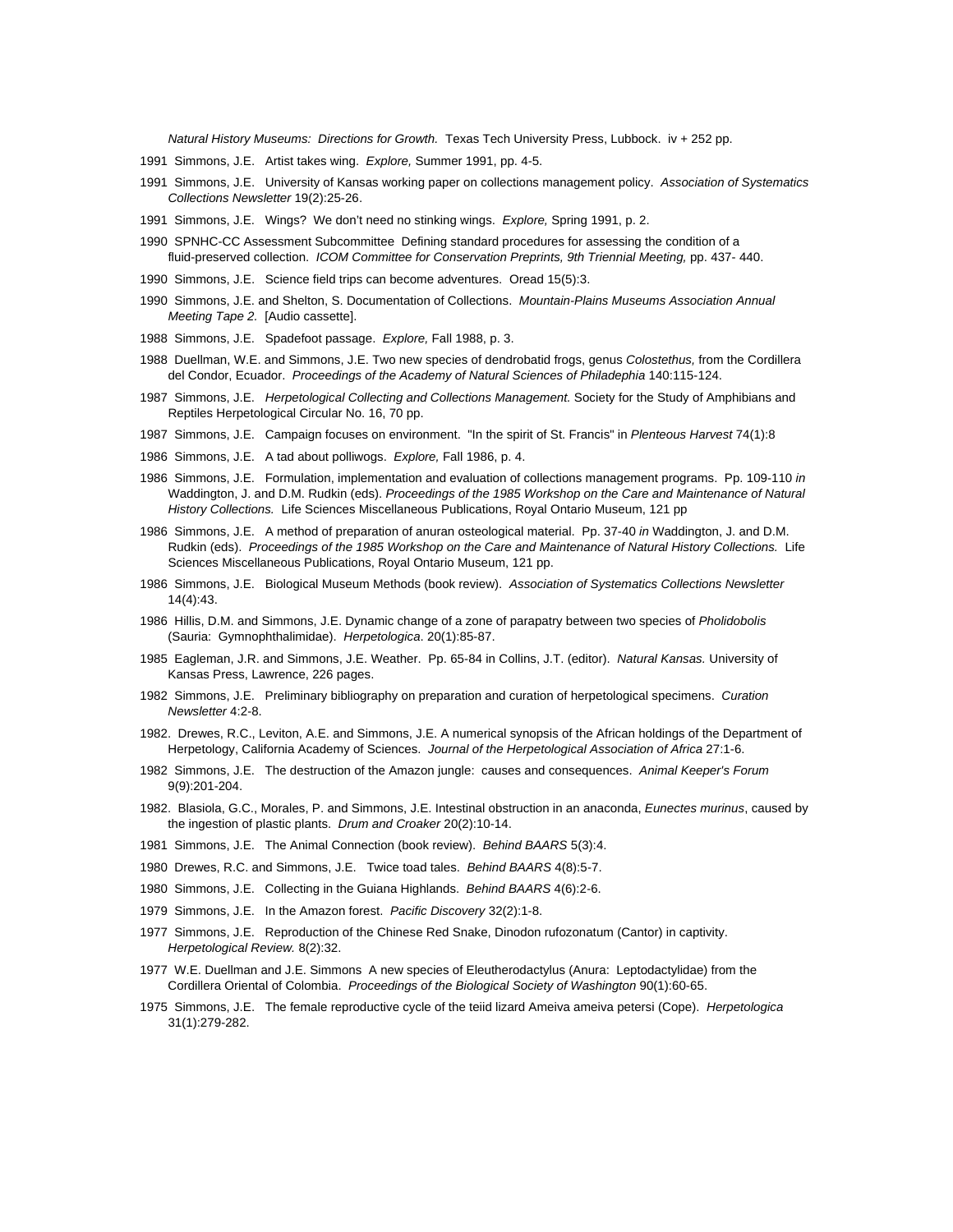*Natural History Museums: Directions for Growth.* Texas Tech University Press, Lubbock. iv + 252 pp.

1991 Simmons, J.E. Artist takes wing. *Explore,* Summer 1991, pp. 4-5.

1991 Simmons, J.E. University of Kansas working paper on collections management policy. *Association of Systematics Collections Newsletter* 19(2):25-26.

1991 Simmons, J.E. Wings? We don't need no stinking wings. *Explore,* Spring 1991, p. 2.

1990 SPNHC-CC Assessment Subcommittee Defining standard procedures for assessing the condition of a fluid-preserved collection. *ICOM Committee for Conservation Preprints, 9th Triennial Meeting,* pp. 437- 440.

1990 Simmons, J.E. Science field trips can become adventures. Oread 15(5):3.

1990 Simmons, J.E. and Shelton, S. Documentation of Collections. *Mountain-Plains Museums Association Annual Meeting Tape 2.* [Audio cassette].

1988 Simmons, J.E. Spadefoot passage. *Explore,* Fall 1988, p. 3.

1988 Duellman, W.E. and Simmons, J.E. Two new species of dendrobatid frogs, genus *Colostethus,* from the Cordillera del Condor, Ecuador. *Proceedings of the Academy of Natural Sciences of Philadephia* 140:115-124.

1987 Simmons, J.E. *Herpetological Collecting and Collections Management.* Society for the Study of Amphibians and Reptiles Herpetological Circular No. 16, 70 pp.

1987 Simmons, J.E. Campaign focuses on environment. "In the spirit of St. Francis" in *Plenteous Harvest* 74(1):8

1986 Simmons, J.E. A tad about polliwogs. *Explore,* Fall 1986, p. 4.

1986 Simmons, J.E. Formulation, implementation and evaluation of collections management programs. Pp. 109-110 *in* Waddington, J. and D.M. Rudkin (eds). *Proceedings of the 1985 Workshop on the Care and Maintenance of Natural History Collections.* Life Sciences Miscellaneous Publications, Royal Ontario Museum, 121 pp

1986 Simmons, J.E. A method of preparation of anuran osteological material. Pp. 37-40 *in* Waddington, J. and D.M. Rudkin (eds). *Proceedings of the 1985 Workshop on the Care and Maintenance of Natural History Collections.* Life Sciences Miscellaneous Publications, Royal Ontario Museum, 121 pp.

1986 Simmons, J.E. Biological Museum Methods (book review). *Association of Systematics Collections Newsletter* 14(4):43.

1986 Hillis, D.M. and Simmons, J.E. Dynamic change of a zone of parapatry between two species of *Pholidobolis* (Sauria: Gymnophthalimidae). *Herpetologica*. 20(1):85-87.

1985 Eagleman, J.R. and Simmons, J.E. Weather. Pp. 65-84 in Collins, J.T. (editor). *Natural Kansas.* University of Kansas Press, Lawrence, 226 pages.

1982 Simmons, J.E. Preliminary bibliography on preparation and curation of herpetological specimens. *Curation Newsletter* 4:2-8.

1982. Drewes, R.C., Leviton, A.E. and Simmons, J.E. A numerical synopsis of the African holdings of the Department of Herpetology, California Academy of Sciences. *Journal of the Herpetological Association of Africa* 27:1-6.

1982 Simmons, J.E. The destruction of the Amazon jungle: causes and consequences. *Animal Keeper's Forum* 9(9):201-204.

1982. Blasiola, G.C., Morales, P. and Simmons, J.E. Intestinal obstruction in an anaconda, *Eunectes murinus*, caused by the ingestion of plastic plants. *Drum and Croaker* 20(2):10-14.

1981 Simmons, J.E. The Animal Connection (book review). *Behind BAARS* 5(3):4.

1980 Drewes, R.C. and Simmons, J.E. Twice toad tales. *Behind BAARS* 4(8):5-7.

1980 Simmons, J.E. Collecting in the Guiana Highlands. *Behind BAARS* 4(6):2-6.

1979 Simmons, J.E. In the Amazon forest. *Pacific Discovery* 32(2):1-8.

1977 Simmons, J.E. Reproduction of the Chinese Red Snake, Dinodon rufozonatum (Cantor) in captivity. *Herpetological Review.* 8(2):32.

1977 W.E. Duellman and J.E. Simmons A new species of Eleutherodactylus (Anura: Leptodactylidae) from the Cordillera Oriental of Colombia. *Proceedings of the Biological Society of Washington* 90(1):60-65.

1975 Simmons, J.E. The female reproductive cycle of the teiid lizard Ameiva ameiva petersi (Cope). *Herpetologica* 31(1):279-282.